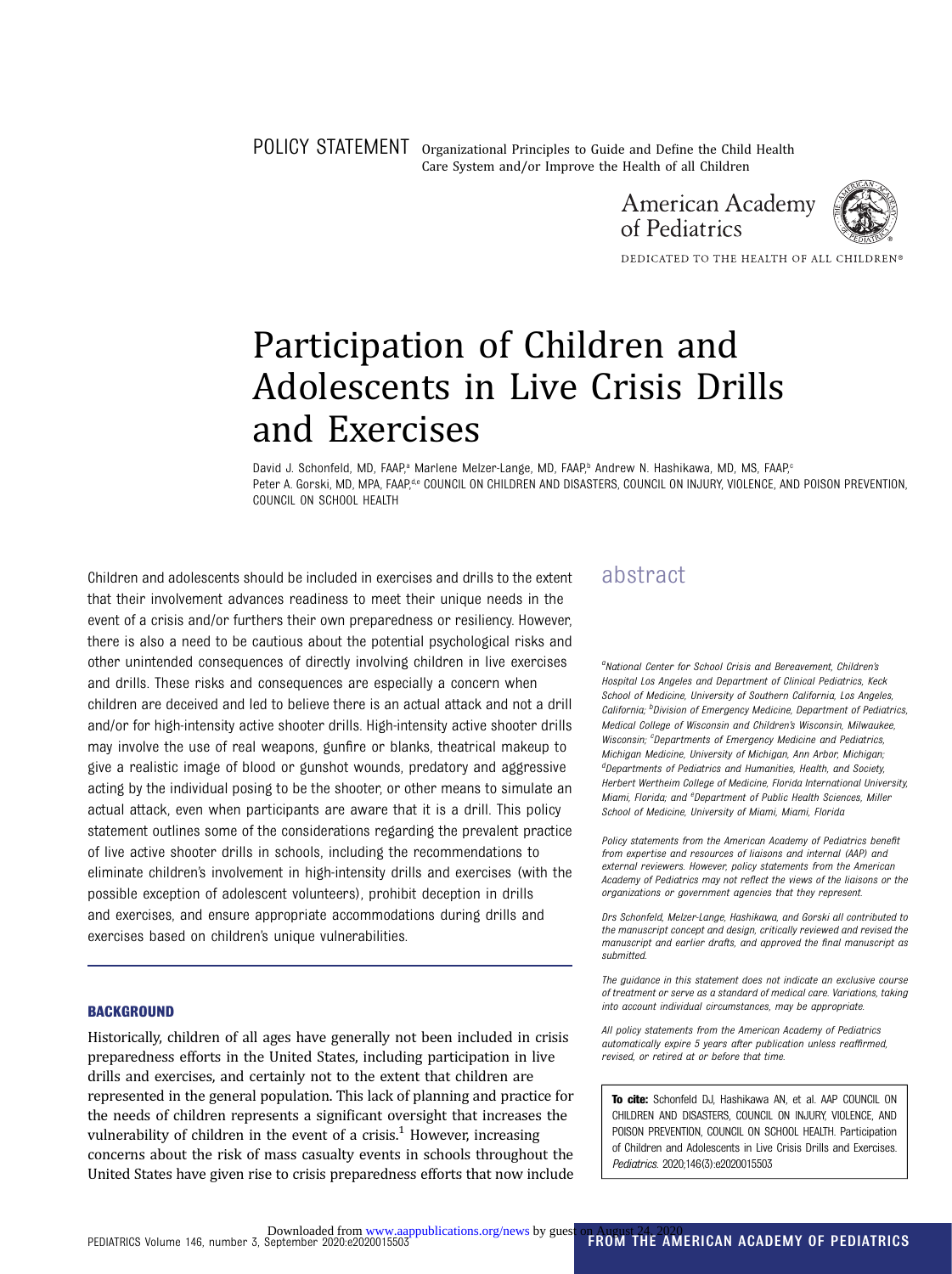POLICY STATEMENT Organizational Principles to Guide and Define the Child Health Care System and/or Improve the Health of all Children

American Academy of Pediatrics

DEDICATED TO THE HEALTH OF ALL CHILDREN®

# Participation of Children and Adolescents in Live Crisis Drills and Exercises

David J. Schonfeld, MD, FAAP,[a] Marlene Melzer-Lange, MD, FAAP,[b] Andrew N. Hashikawa, MD, MS, FAAP,[c] Peter A. Gorski, MD, MPA, FAAP,[d,e] COUNCIL ON CHILDREN AND DISASTERS, COUNCIL ON INJURY, VIOLENCE, AND POISON PREVENTION, COUNCIL ON SCHOOL HEALTH

## abstract

Children and adolescents should be included in exercises and drills to the extent that their involvement advances readiness to meet their unique needs in the event of a crisis and/or furthers their own preparedness or resiliency. However, there is also a need to be cautious about the potential psychological risks and other unintended consequences of directly involving children in live exercises and drills. These risks and consequences are especially a concern when children are deceived and led to believe there is an actual attack and not a drill and/or for high-intensity active shooter drills. High-intensity active shooter drills may involve the use of real weapons, gunfire or blanks, theatrical makeup to give a realistic image of blood or gunshot wounds, predatory and aggressive acting by the individual posing to be the shooter, or other means to simulate an actual attack, even when participants are aware that it is a drill. This policy statement outlines some of the considerations regarding the prevalent practice of live active shooter drills in schools, including the recommendations to eliminate children's involvement in high-intensity drills and exercises (with the possible exception of adolescent volunteers), prohibit deception in drills and exercises, and ensure appropriate accommodations during drills and exercises based on children's unique vulnerabilities.

*[a]National Center for School Crisis and Bereavement, Children's Hospital Los Angeles and Department of Clinical Pediatrics, Keck School of Medicine, University of Southern California, Los Angeles, California; [b]Division of Emergency Medicine, Department of Pediatrics, Medical College of Wisconsin and Children's Wisconsin, Milwaukee, Wisconsin; [c]Departments of Emergency Medicine and Pediatrics, Michigan Medicine, University of Michigan, Ann Arbor, Michigan; [d]Departments of Pediatrics and Humanities, Health, and Society, Herbert Wertheim College of Medicine, Florida International University, Miami, Florida; and [e]Department of Public Health Sciences, Miller School of Medicine, University of Miami, Miami, Florida*

*Policy statements from the American Academy of Pediatrics benefit from expertise and resources of liaisons and internal (AAP) and external reviewers. However, policy statements from the American Academy of Pediatrics may not reflect the views of the liaisons or the organizations or government agencies that they represent.*

*Drs Schonfeld, Melzer-Lange, Hashikawa, and Gorski all contributed to the manuscript concept and design, critically reviewed and revised the manuscript and earlier drafts, and approved the final manuscript as submitted.*

*The guidance in this statement does not indicate an exclusive course of treatment or serve as a standard of medical care. Variations, taking into account individual circumstances, may be appropriate.*

*All policy statements from the American Academy of Pediatrics automatically expire 5 years after publication unless reaffirmed, revised, or retired at or before that time.*

**To cite:** Schonfeld DJ, Hashikawa AN, et al. AAP COUNCIL ON CHILDREN AND DISASTERS, COUNCIL ON INJURY, VIOLENCE, AND POISON PREVENTION, COUNCIL ON SCHOOL HEALTH. Participation of Children and Adolescents in Live Crisis Drills and Exercises. *Pediatrics.* 2020;146(3):e2020015503

## BACKGROUND

Historically, children of all ages have generally not been included in crisis preparedness efforts in the United States, including participation in live drills and exercises, and certainly not to the extent that children are represented in the general population. This lack of planning and practice for the needs of children represents a significant oversight that increases the vulnerability of children in the event of a crisis.[1] However, increasing concerns about the risk of mass casualty events in schools throughout the United States have given rise to crisis preparedness efforts that now include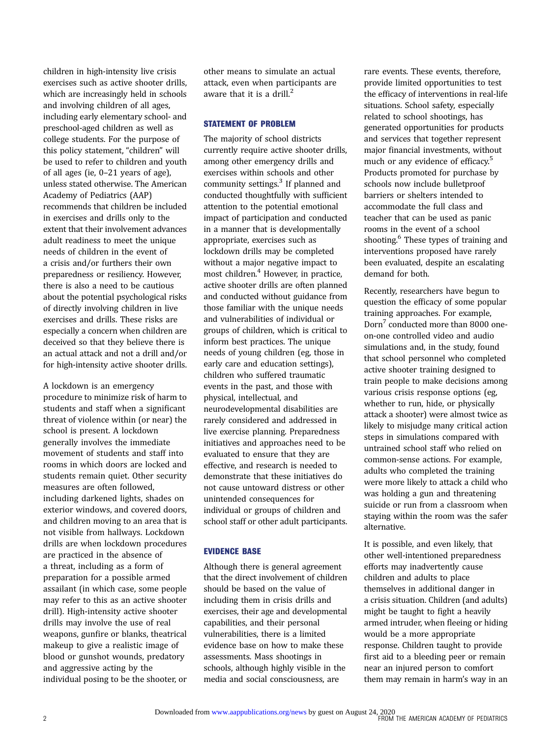children in high-intensity live crisis exercises such as active shooter drills, which are increasingly held in schools and involving children of all ages, including early elementary school- and preschool-aged children as well as college students. For the purpose of this policy statement, "children" will be used to refer to children and youth of all ages (ie, 0–21 years of age), unless stated otherwise. The American Academy of Pediatrics (AAP) recommends that children be included in exercises and drills only to the extent that their involvement advances adult readiness to meet the unique needs of children in the event of a crisis and/or furthers their own preparedness or resiliency. However, there is also a need to be cautious about the potential psychological risks of directly involving children in live exercises and drills. These risks are especially a concern when children are deceived so that they believe there is an actual attack and not a drill and/or for high-intensity active shooter drills.

A lockdown is an emergency procedure to minimize risk of harm to students and staff when a significant threat of violence within (or near) the school is present. A lockdown generally involves the immediate movement of students and staff into rooms in which doors are locked and students remain quiet. Other security measures are often followed, including darkened lights, shades on exterior windows, and covered doors, and children moving to an area that is not visible from hallways. Lockdown drills are when lockdown procedures are practiced in the absence of a threat, including as a form of preparation for a possible armed assailant (in which case, some people may refer to this as an active shooter drill). High-intensity active shooter drills may involve the use of real weapons, gunfire or blanks, theatrical makeup to give a realistic image of blood or gunshot wounds, predatory and aggressive acting by the individual posing to be the shooter, or other means to simulate an actual attack, even when participants are aware that it is a drill.[2]

## STATEMENT OF PROBLEM

The majority of school districts currently require active shooter drills, among other emergency drills and exercises within schools and other community settings.[3] If planned and conducted thoughtfully with sufficient attention to the potential emotional impact of participation and conducted in a manner that is developmentally appropriate, exercises such as lockdown drills may be completed without a major negative impact to most children.[4] However, in practice, active shooter drills are often planned and conducted without guidance from those familiar with the unique needs and vulnerabilities of individual or groups of children, which is critical to inform best practices. The unique needs of young children (eg, those in early care and education settings), children who suffered traumatic events in the past, and those with physical, intellectual, and neurodevelopmental disabilities are rarely considered and addressed in live exercise planning. Preparedness initiatives and approaches need to be evaluated to ensure that they are effective, and research is needed to demonstrate that these initiatives do not cause untoward distress or other unintended consequences for individual or groups of children and school staff or other adult participants.

## EVIDENCE BASE

Although there is general agreement that the direct involvement of children should be based on the value of including them in crisis drills and exercises, their age and developmental capabilities, and their personal vulnerabilities, there is a limited evidence base on how to make these assessments. Mass shootings in schools, although highly visible in the media and social consciousness, are rare events. These events, therefore, provide limited opportunities to test the efficacy of interventions in real-life situations. School safety, especially related to school shootings, has generated opportunities for products and services that together represent major financial investments, without much or any evidence of efficacy.[5] Products promoted for purchase by schools now include bulletproof barriers or shelters intended to accommodate the full class and teacher that can be used as panic rooms in the event of a school shooting.[6] These types of training and interventions proposed have rarely been evaluated, despite an escalating demand for both.

Recently, researchers have begun to question the efficacy of some popular training approaches. For example, Dorn[7] conducted more than 8000 one-on-one controlled video and audio simulations and, in the study, found that school personnel who completed active shooter training designed to train people to make decisions among various crisis response options (eg, whether to run, hide, or physically attack a shooter) were almost twice as likely to misjudge many critical action steps in simulations compared with untrained school staff who relied on common-sense actions. For example, adults who completed the training were more likely to attack a child who was holding a gun and threatening suicide or run from a classroom when staying within the room was the safer alternative.

It is possible, and even likely, that other well-intentioned preparedness efforts may inadvertently cause children and adults to place themselves in additional danger in a crisis situation. Children (and adults) might be taught to fight a heavily armed intruder, when fleeing or hiding would be a more appropriate response. Children taught to provide first aid to a bleeding peer or remain near an injured person to comfort them may remain in harm's way in an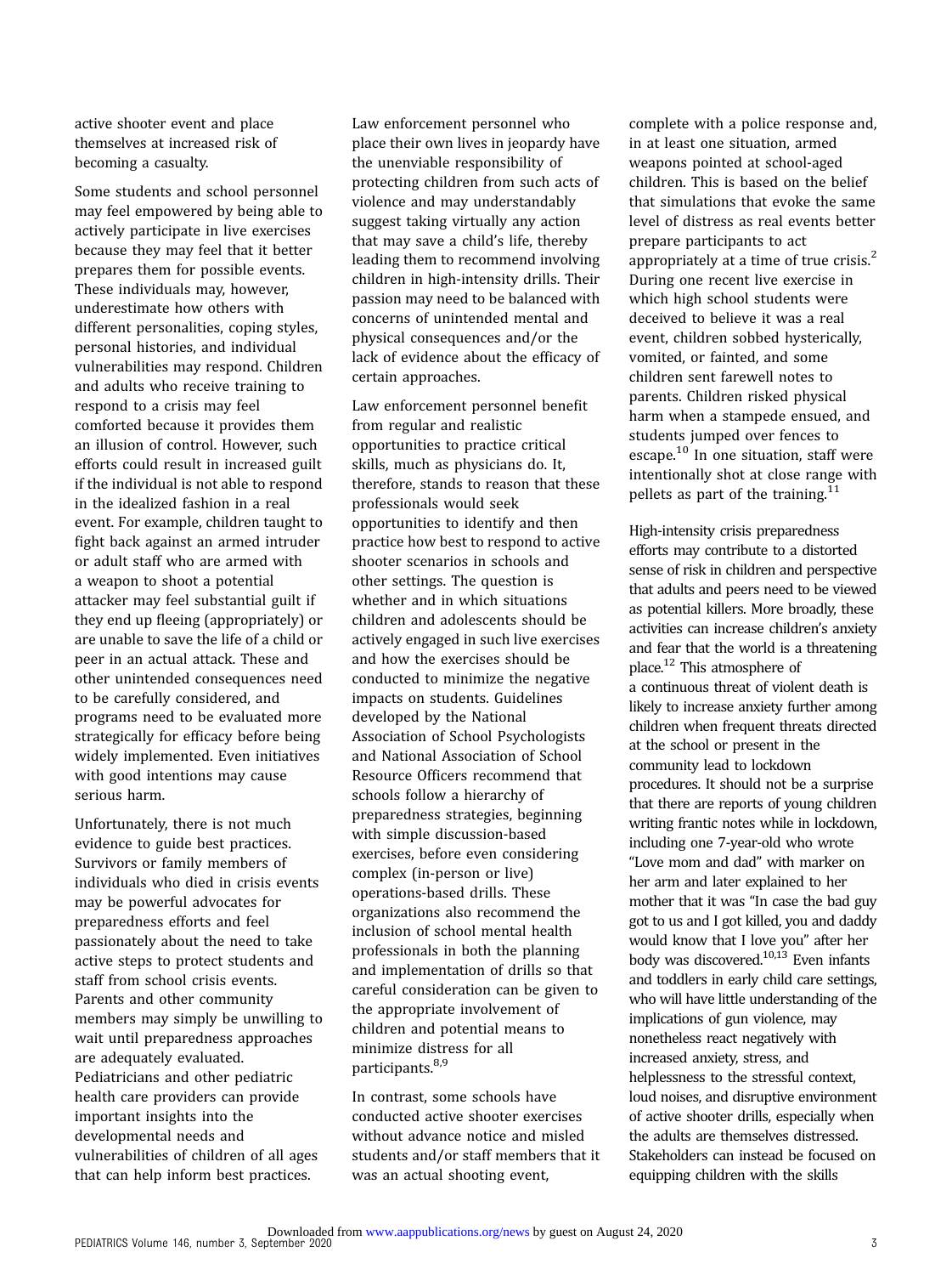active shooter event and place themselves at increased risk of becoming a casualty.

Some students and school personnel may feel empowered by being able to actively participate in live exercises because they may feel that it better prepares them for possible events. These individuals may, however, underestimate how others with different personalities, coping styles, personal histories, and individual vulnerabilities may respond. Children and adults who receive training to respond to a crisis may feel comforted because it provides them an illusion of control. However, such efforts could result in increased guilt if the individual is not able to respond in the idealized fashion in a real event. For example, children taught to fight back against an armed intruder or adult staff who are armed with a weapon to shoot a potential attacker may feel substantial guilt if they end up fleeing (appropriately) or are unable to save the life of a child or peer in an actual attack. These and other unintended consequences need to be carefully considered, and programs need to be evaluated more strategically for efficacy before being widely implemented. Even initiatives with good intentions may cause serious harm.

Unfortunately, there is not much evidence to guide best practices. Survivors or family members of individuals who died in crisis events may be powerful advocates for preparedness efforts and feel passionately about the need to take active steps to protect students and staff from school crisis events. Parents and other community members may simply be unwilling to wait until preparedness approaches are adequately evaluated. Pediatricians and other pediatric health care providers can provide important insights into the developmental needs and vulnerabilities of children of all ages that can help inform best practices. Law enforcement personnel who place their own lives in jeopardy have the unenviable responsibility of protecting children from such acts of violence and may understandably suggest taking virtually any action that may save a child's life, thereby leading them to recommend involving children in high-intensity drills. Their passion may need to be balanced with concerns of unintended mental and physical consequences and/or the lack of evidence about the efficacy of certain approaches.

Law enforcement personnel benefit from regular and realistic opportunities to practice critical skills, much as physicians do. It, therefore, stands to reason that these professionals would seek opportunities to identify and then practice how best to respond to active shooter scenarios in schools and other settings. The question is whether and in which situations children and adolescents should be actively engaged in such live exercises and how the exercises should be conducted to minimize the negative impacts on students. Guidelines developed by the National Association of School Psychologists and National Association of School Resource Officers recommend that schools follow a hierarchy of preparedness strategies, beginning with simple discussion-based exercises, before even considering complex (in-person or live) operations-based drills. These organizations also recommend the inclusion of school mental health professionals in both the planning and implementation of drills so that careful consideration can be given to the appropriate involvement of children and potential means to minimize distress for all participants.[8,9]

In contrast, some schools have conducted active shooter exercises without advance notice and misled students and/or staff members that it was an actual shooting event, complete with a police response and, in at least one situation, armed weapons pointed at school-aged children. This is based on the belief that simulations that evoke the same level of distress as real events better prepare participants to act appropriately at a time of true crisis.[2] During one recent live exercise in which high school students were deceived to believe it was a real event, children sobbed hysterically, vomited, or fainted, and some children sent farewell notes to parents. Children risked physical harm when a stampede ensued, and students jumped over fences to escape.[10] In one situation, staff were intentionally shot at close range with pellets as part of the training.[11]

High-intensity crisis preparedness efforts may contribute to a distorted sense of risk in children and perspective that adults and peers need to be viewed as potential killers. More broadly, these activities can increase children's anxiety and fear that the world is a threatening place.[12] This atmosphere of a continuous threat of violent death is likely to increase anxiety further among children when frequent threats directed at the school or present in the community lead to lockdown procedures. It should not be a surprise that there are reports of young children writing frantic notes while in lockdown, including one 7-year-old who wrote "Love mom and dad" with marker on her arm and later explained to her mother that it was "In case the bad guy got to us and I got killed, you and daddy would know that I love you" after her body was discovered.[10,13] Even infants and toddlers in early child care settings, who will have little understanding of the implications of gun violence, may nonetheless react negatively with increased anxiety, stress, and helplessness to the stressful context, loud noises, and disruptive environment of active shooter drills, especially when the adults are themselves distressed. Stakeholders can instead be focused on equipping children with the skills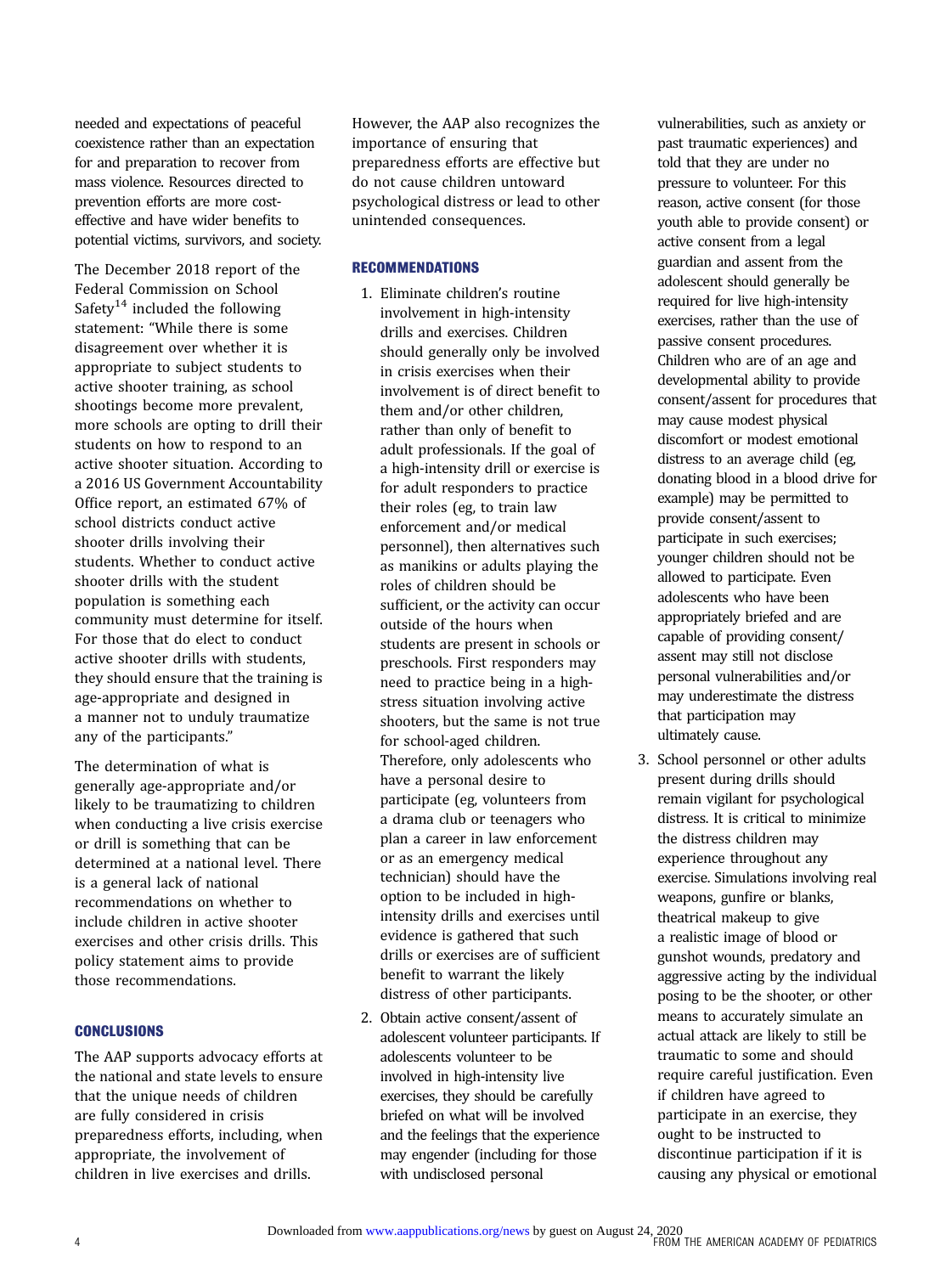needed and expectations of peaceful coexistence rather than an expectation for and preparation to recover from mass violence. Resources directed to prevention efforts are more cost-effective and have wider benefits to potential victims, survivors, and society.

The December 2018 report of the Federal Commission on School Safety[14] included the following statement: "While there is some disagreement over whether it is appropriate to subject students to active shooter training, as school shootings become more prevalent, more schools are opting to drill their students on how to respond to an active shooter situation. According to a 2016 US Government Accountability Office report, an estimated 67% of school districts conduct active shooter drills involving their students. Whether to conduct active shooter drills with the student population is something each community must determine for itself. For those that do elect to conduct active shooter drills with students, they should ensure that the training is age-appropriate and designed in a manner not to unduly traumatize any of the participants."

The determination of what is generally age-appropriate and/or likely to be traumatizing to children when conducting a live crisis exercise or drill is something that can be determined at a national level. There is a general lack of national recommendations on whether to include children in active shooter exercises and other crisis drills. This policy statement aims to provide those recommendations.

## CONCLUSIONS

The AAP supports advocacy efforts at the national and state levels to ensure that the unique needs of children are fully considered in crisis preparedness efforts, including, when appropriate, the involvement of children in live exercises and drills. However, the AAP also recognizes the importance of ensuring that preparedness efforts are effective but do not cause children untoward psychological distress or lead to other unintended consequences.

## RECOMMENDATIONS

1. Eliminate children's routine involvement in high-intensity drills and exercises. Children should generally only be involved in crisis exercises when their involvement is of direct benefit to them and/or other children, rather than only of benefit to adult professionals. If the goal of a high-intensity drill or exercise is for adult responders to practice their roles (eg, to train law enforcement and/or medical personnel), then alternatives such as manikins or adults playing the roles of children should be sufficient, or the activity can occur outside of the hours when students are present in schools or preschools. First responders may need to practice being in a high-stress situation involving active shooters, but the same is not true for school-aged children. Therefore, only adolescents who have a personal desire to participate (eg, volunteers from a drama club or teenagers who plan a career in law enforcement or as an emergency medical technician) should have the option to be included in high-intensity drills and exercises until evidence is gathered that such drills or exercises are of sufficient benefit to warrant the likely distress of other participants.
2. Obtain active consent/assent of adolescent volunteer participants. If adolescents volunteer to be involved in high-intensity live exercises, they should be carefully briefed on what will be involved and the feelings that the experience may engender (including for those with undisclosed personal vulnerabilities, such as anxiety or past traumatic experiences) and told that they are under no pressure to volunteer. For this reason, active consent (for those youth able to provide consent) or active consent from a legal guardian and assent from the adolescent should generally be required for live high-intensity exercises, rather than the use of passive consent procedures. Children who are of an age and developmental ability to provide consent/assent for procedures that may cause modest physical discomfort or modest emotional distress to an average child (eg, donating blood in a blood drive for example) may be permitted to provide consent/assent to participate in such exercises; younger children should not be allowed to participate. Even adolescents who have been appropriately briefed and are capable of providing consent/assent may still not disclose personal vulnerabilities and/or may underestimate the distress that participation may ultimately cause.
3. School personnel or other adults present during drills should remain vigilant for psychological distress. It is critical to minimize the distress children may experience throughout any exercise. Simulations involving real weapons, gunfire or blanks, theatrical makeup to give a realistic image of blood or gunshot wounds, predatory and aggressive acting by the individual posing to be the shooter, or other means to accurately simulate an actual attack are likely to still be traumatic to some and should require careful justification. Even if children have agreed to participate in an exercise, they ought to be instructed to discontinue participation if it is causing any physical or emotional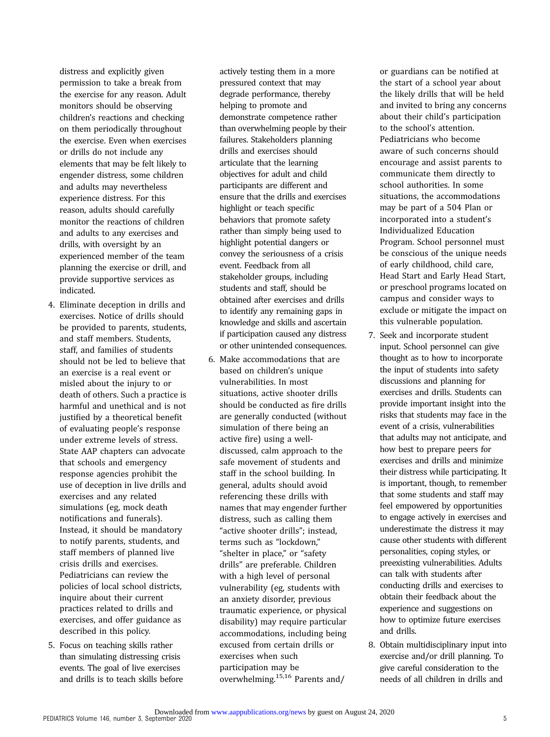distress and explicitly given permission to take a break from the exercise for any reason. Adult monitors should be observing children's reactions and checking on them periodically throughout the exercise. Even when exercises or drills do not include any elements that may be felt likely to engender distress, some children and adults may nevertheless experience distress. For this reason, adults should carefully monitor the reactions of children and adults to any exercises and drills, with oversight by an experienced member of the team planning the exercise or drill, and provide supportive services as indicated.

4. Eliminate deception in drills and exercises. Notice of drills should be provided to parents, students, and staff members. Students, staff, and families of students should not be led to believe that an exercise is a real event or misled about the injury to or death of others. Such a practice is harmful and unethical and is not justified by a theoretical benefit of evaluating people's response under extreme levels of stress. State AAP chapters can advocate that schools and emergency response agencies prohibit the use of deception in live drills and exercises and any related simulations (eg, mock death notifications and funerals). Instead, it should be mandatory to notify parents, students, and staff members of planned live crisis drills and exercises. Pediatricians can review the policies of local school districts, inquire about their current practices related to drills and exercises, and offer guidance as described in this policy.
5. Focus on teaching skills rather than simulating distressing crisis events. The goal of live exercises and drills is to teach skills before actively testing them in a more pressured context that may degrade performance, thereby helping to promote and demonstrate competence rather than overwhelming people by their failures. Stakeholders planning drills and exercises should articulate that the learning objectives for adult and child participants are different and ensure that the drills and exercises highlight or teach specific behaviors that promote safety rather than simply being used to highlight potential dangers or convey the seriousness of a crisis event. Feedback from all stakeholder groups, including students and staff, should be obtained after exercises and drills to identify any remaining gaps in knowledge and skills and ascertain if participation caused any distress or other unintended consequences.
6. Make accommodations that are based on children's unique vulnerabilities. In most situations, active shooter drills should be conducted as fire drills are generally conducted (without simulation of there being an active fire) using a well-discussed, calm approach to the safe movement of students and staff in the school building. In general, adults should avoid referencing these drills with names that may engender further distress, such as calling them "active shooter drills"; instead, terms such as "lockdown," "shelter in place," or "safety drills" are preferable. Children with a high level of personal vulnerability (eg, students with an anxiety disorder, previous traumatic experience, or physical disability) may require particular accommodations, including being excused from certain drills or exercises when such participation may be overwhelming.[15,16] Parents and/or guardians can be notified at the start of a school year about the likely drills that will be held and invited to bring any concerns about their child's participation to the school's attention. Pediatricians who become aware of such concerns should encourage and assist parents to communicate them directly to school authorities. In some situations, the accommodations may be part of a 504 Plan or incorporated into a student's Individualized Education Program. School personnel must be conscious of the unique needs of early childhood, child care, Head Start and Early Head Start, or preschool programs located on campus and consider ways to exclude or mitigate the impact on this vulnerable population.
7. Seek and incorporate student input. School personnel can give thought as to how to incorporate the input of students into safety discussions and planning for exercises and drills. Students can provide important insight into the risks that students may face in the event of a crisis, vulnerabilities that adults may not anticipate, and how best to prepare peers for exercises and drills and minimize their distress while participating. It is important, though, to remember that some students and staff may feel empowered by opportunities to engage actively in exercises and underestimate the distress it may cause other students with different personalities, coping styles, or preexisting vulnerabilities. Adults can talk with students after conducting drills and exercises to obtain their feedback about the experience and suggestions on how to optimize future exercises and drills.
8. Obtain multidisciplinary input into exercise and/or drill planning. To give careful consideration to the needs of all children in drills and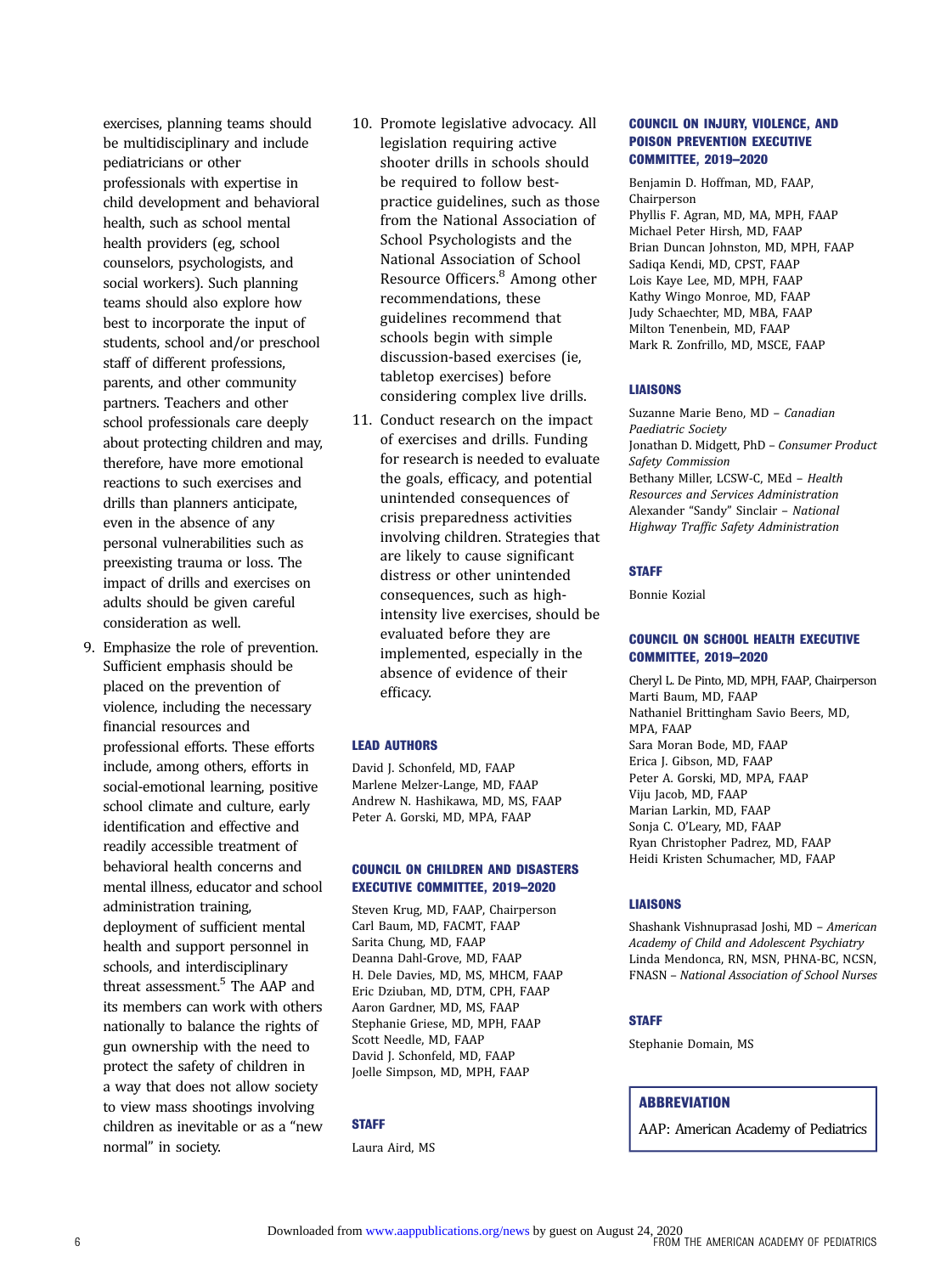exercises, planning teams should be multidisciplinary and include pediatricians or other professionals with expertise in child development and behavioral health, such as school mental health providers (eg, school counselors, psychologists, and social workers). Such planning teams should also explore how best to incorporate the input of students, school and/or preschool staff of different professions, parents, and other community partners. Teachers and other school professionals care deeply about protecting children and may, therefore, have more emotional reactions to such exercises and drills than planners anticipate, even in the absence of any personal vulnerabilities such as preexisting trauma or loss. The impact of drills and exercises on adults should be given careful consideration as well.

9. Emphasize the role of prevention. Sufficient emphasis should be placed on the prevention of violence, including the necessary financial resources and professional efforts. These efforts include, among others, efforts in social-emotional learning, positive school climate and culture, early identification and effective and readily accessible treatment of behavioral health concerns and mental illness, educator and school administration training, deployment of sufficient mental health and support personnel in schools, and interdisciplinary threat assessment.[5] The AAP and its members can work with others nationally to balance the rights of gun ownership with the need to protect the safety of children in a way that does not allow society to view mass shootings involving children as inevitable or as a "new normal" in society.
10. Promote legislative advocacy. All legislation requiring active shooter drills in schools should be required to follow best-practice guidelines, such as those from the National Association of School Psychologists and the National Association of School Resource Officers.[8] Among other recommendations, these guidelines recommend that schools begin with simple discussion-based exercises (ie, tabletop exercises) before considering complex live drills.
11. Conduct research on the impact of exercises and drills. Funding for research is needed to evaluate the goals, efficacy, and potential unintended consequences of crisis preparedness activities involving children. Strategies that are likely to cause significant distress or other unintended consequences, such as high-intensity live exercises, should be evaluated before they are implemented, especially in the absence of evidence of their efficacy.

### LEAD AUTHORS

David J. Schonfeld, MD, FAAP
Marlene Melzer-Lange, MD, FAAP
Andrew N. Hashikawa, MD, MS, FAAP
Peter A. Gorski, MD, MPA, FAAP

### COUNCIL ON CHILDREN AND DISASTERS EXECUTIVE COMMITTEE, 2019–2020

Steven Krug, MD, FAAP, Chairperson
Carl Baum, MD, FACMT, FAAP
Sarita Chung, MD, FAAP
Deanna Dahl-Grove, MD, FAAP
H. Dele Davies, MD, MS, MHCM, FAAP
Eric Dziuban, MD, DTM, CPH, FAAP
Aaron Gardner, MD, MS, FAAP
Stephanie Griese, MD, MPH, FAAP
Scott Needle, MD, FAAP
David J. Schonfeld, MD, FAAP
Joelle Simpson, MD, MPH, FAAP

### STAFF

Laura Aird, MS

### COUNCIL ON INJURY, VIOLENCE, AND POISON PREVENTION EXECUTIVE COMMITTEE, 2019–2020

Benjamin D. Hoffman, MD, FAAP, Chairperson
Phyllis F. Agran, MD, MA, MPH, FAAP
Michael Peter Hirsh, MD, FAAP
Brian Duncan Johnston, MD, MPH, FAAP
Sadiqa Kendi, MD, CPST, FAAP
Lois Kaye Lee, MD, MPH, FAAP
Kathy Wingo Monroe, MD, FAAP
Judy Schaechter, MD, MBA, FAAP
Milton Tenenbein, MD, FAAP
Mark R. Zonfrillo, MD, MSCE, FAAP

### LIAISONS

Suzanne Marie Beno, MD – *Canadian Paediatric Society*
Jonathan D. Midgett, PhD – *Consumer Product Safety Commission*
Bethany Miller, LCSW-C, MEd – *Health Resources and Services Administration*
Alexander "Sandy" Sinclair – *National Highway Traffic Safety Administration*

### STAFF

Bonnie Kozial

### COUNCIL ON SCHOOL HEALTH EXECUTIVE COMMITTEE, 2019–2020

Cheryl L. De Pinto, MD, MPH, FAAP, Chairperson
Marti Baum, MD, FAAP
Nathaniel Brittingham Savio Beers, MD, MPA, FAAP
Sara Moran Bode, MD, FAAP
Erica J. Gibson, MD, FAAP
Peter A. Gorski, MD, MPA, FAAP
Viju Jacob, MD, FAAP
Marian Larkin, MD, FAAP
Sonja C. O'Leary, MD, FAAP
Ryan Christopher Padrez, MD, FAAP
Heidi Kristen Schumacher, MD, FAAP

### LIAISONS

Shashank Vishnuprasad Joshi, MD – *American Academy of Child and Adolescent Psychiatry*
Linda Mendonca, RN, MSN, PHNA-BC, NCSN, FNASN – *National Association of School Nurses*

### STAFF

Stephanie Domain, MS

### ABBREVIATION

AAP: American Academy of Pediatrics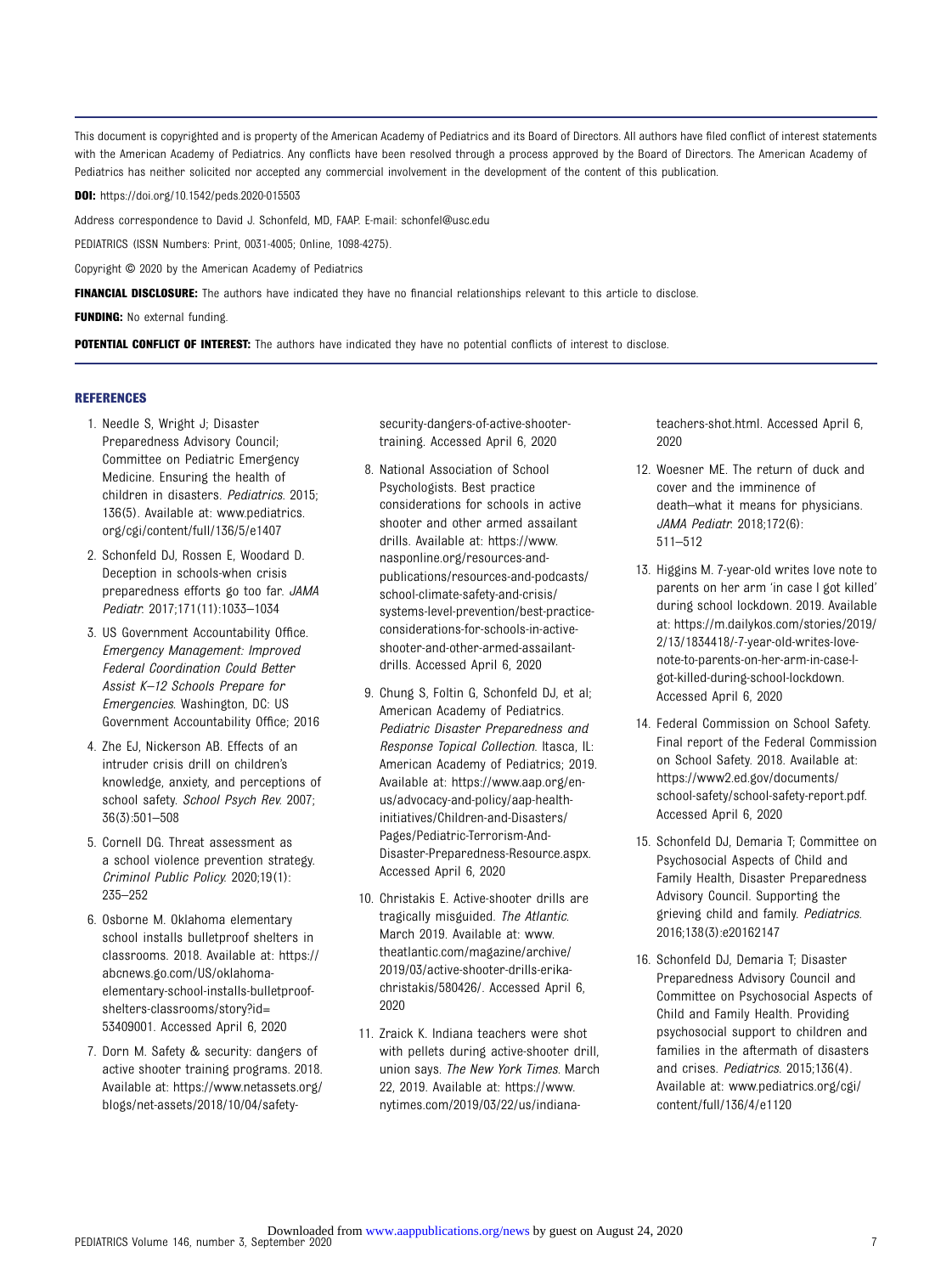This document is copyrighted and is property of the American Academy of Pediatrics and its Board of Directors. All authors have filed conflict of interest statements with the American Academy of Pediatrics. Any conflicts have been resolved through a process approved by the Board of Directors. The American Academy of Pediatrics has neither solicited nor accepted any commercial involvement in the development of the content of this publication.

**DOI:** https://doi.org/10.1542/peds.2020-015503

Address correspondence to David J. Schonfeld, MD, FAAP. E-mail: schonfel@usc.edu

PEDIATRICS (ISSN Numbers: Print, 0031-4005; Online, 1098-4275).

Copyright © 2020 by the American Academy of Pediatrics

**FINANCIAL DISCLOSURE:** The authors have indicated they have no financial relationships relevant to this article to disclose.

**FUNDING:** No external funding.

**POTENTIAL CONFLICT OF INTEREST:** The authors have indicated they have no potential conflicts of interest to disclose.

## REFERENCES

1. Needle S, Wright J; Disaster Preparedness Advisory Council; Committee on Pediatric Emergency Medicine. Ensuring the health of children in disasters. *Pediatrics*. 2015; 136(5). Available at: www.pediatrics.org/cgi/content/full/136/5/e1407
2. Schonfeld DJ, Rossen E, Woodard D. Deception in schools-when crisis preparedness efforts go too far. *JAMA Pediatr*. 2017;171(11):1033–1034
3. US Government Accountability Office. *Emergency Management: Improved Federal Coordination Could Better Assist K–12 Schools Prepare for Emergencies*. Washington, DC: US Government Accountability Office; 2016
4. Zhe EJ, Nickerson AB. Effects of an intruder crisis drill on children's knowledge, anxiety, and perceptions of school safety. *School Psych Rev*. 2007; 36(3):501–508
5. Cornell DG. Threat assessment as a school violence prevention strategy. *Criminol Public Policy*. 2020;19(1): 235–252
6. Osborne M. Oklahoma elementary school installs bulletproof shelters in classrooms. 2018. Available at: https://abcnews.go.com/US/oklahoma-elementary-school-installs-bulletproof-shelters-classrooms/story?id=53409001. Accessed April 6, 2020
7. Dorn M. Safety & security: dangers of active shooter training programs. 2018. Available at: https://www.netassets.org/blogs/net-assets/2018/10/04/safety-security-dangers-of-active-shooter-training. Accessed April 6, 2020
8. National Association of School Psychologists. Best practice considerations for schools in active shooter and other armed assailant drills. Available at: https://www.nasponline.org/resources-and-publications/resources-and-podcasts/school-climate-safety-and-crisis/systems-level-prevention/best-practice-considerations-for-schools-in-active-shooter-and-other-armed-assailant-drills. Accessed April 6, 2020
9. Chung S, Foltin G, Schonfeld DJ, et al; American Academy of Pediatrics. *Pediatric Disaster Preparedness and Response Topical Collection*. Itasca, IL: American Academy of Pediatrics; 2019. Available at: https://www.aap.org/en-us/advocacy-and-policy/aap-health-initiatives/Children-and-Disasters/Pages/Pediatric-Terrorism-And-Disaster-Preparedness-Resource.aspx. Accessed April 6, 2020
10. Christakis E. Active-shooter drills are tragically misguided. *The Atlantic*. March 2019. Available at: www.theatlantic.com/magazine/archive/2019/03/active-shooter-drills-erika-christakis/580426/. Accessed April 6, 2020
11. Zraick K. Indiana teachers were shot with pellets during active-shooter drill, union says. *The New York Times*. March 22, 2019. Available at: https://www.nytimes.com/2019/03/22/us/indiana-teachers-shot.html. Accessed April 6, 2020
12. Woesner ME. The return of duck and cover and the imminence of death–what it means for physicians. *JAMA Pediatr*. 2018;172(6): 511–512
13. Higgins M. 7-year-old writes love note to parents on her arm 'in case I got killed' during school lockdown. 2019. Available at: https://m.dailykos.com/stories/2019/2/13/1834418/-7-year-old-writes-love-note-to-parents-on-her-arm-in-case-I-got-killed-during-school-lockdown. Accessed April 6, 2020
14. Federal Commission on School Safety. Final report of the Federal Commission on School Safety. 2018. Available at: https://www2.ed.gov/documents/school-safety/school-safety-report.pdf. Accessed April 6, 2020
15. Schonfeld DJ, Demaria T; Committee on Psychosocial Aspects of Child and Family Health, Disaster Preparedness Advisory Council. Supporting the grieving child and family. *Pediatrics*. 2016;138(3):e20162147
16. Schonfeld DJ, Demaria T; Disaster Preparedness Advisory Council and Committee on Psychosocial Aspects of Child and Family Health. Providing psychosocial support to children and families in the aftermath of disasters and crises. *Pediatrics*. 2015;136(4). Available at: www.pediatrics.org/cgi/content/full/136/4/e1120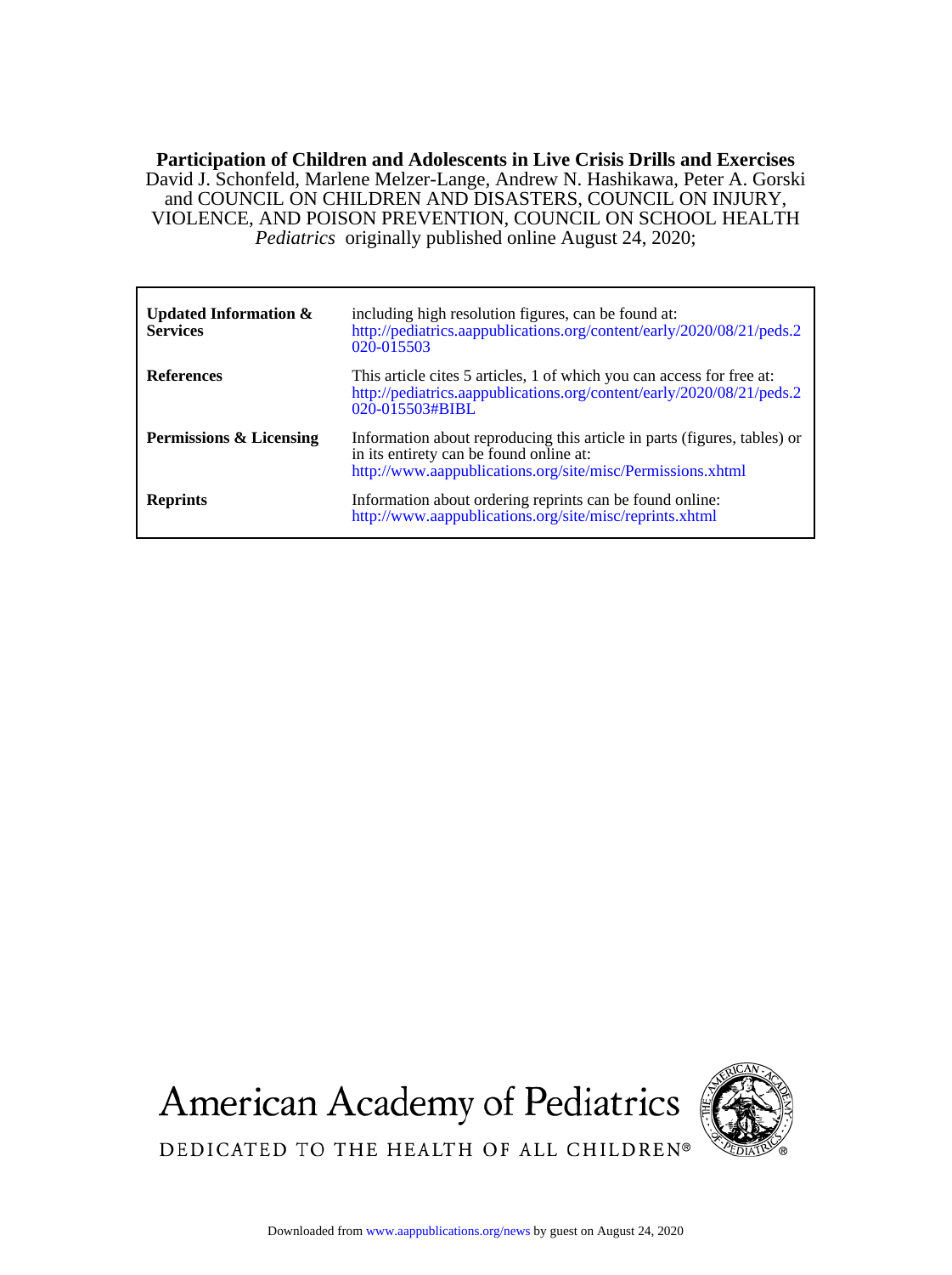**Participation of Children and Adolescents in Live Crisis Drills and Exercises**

David J. Schonfeld, Marlene Melzer-Lange, Andrew N. Hashikawa, Peter A. Gorski and COUNCIL ON CHILDREN AND DISASTERS, COUNCIL ON INJURY, VIOLENCE, AND POISON PREVENTION, COUNCIL ON SCHOOL HEALTH

*Pediatrics* originally published online August 24, 2020;

| | |
|---|---|
| **Updated Information & Services** | including high resolution figures, can be found at: http://pediatrics.aappublications.org/content/early/2020/08/21/peds.2020-015503 |
| **References** | This article cites 5 articles, 1 of which you can access for free at: http://pediatrics.aappublications.org/content/early/2020/08/21/peds.2020-015503#BIBL |
| **Permissions & Licensing** | Information about reproducing this article in parts (figures, tables) or in its entirety can be found online at: http://www.aappublications.org/site/misc/Permissions.xhtml |
| **Reprints** | Information about ordering reprints can be found online: http://www.aappublications.org/site/misc/reprints.xhtml |

American Academy of Pediatrics

DEDICATED TO THE HEALTH OF ALL CHILDREN®

Downloaded from www.aappublications.org/news by guest on August 24, 2020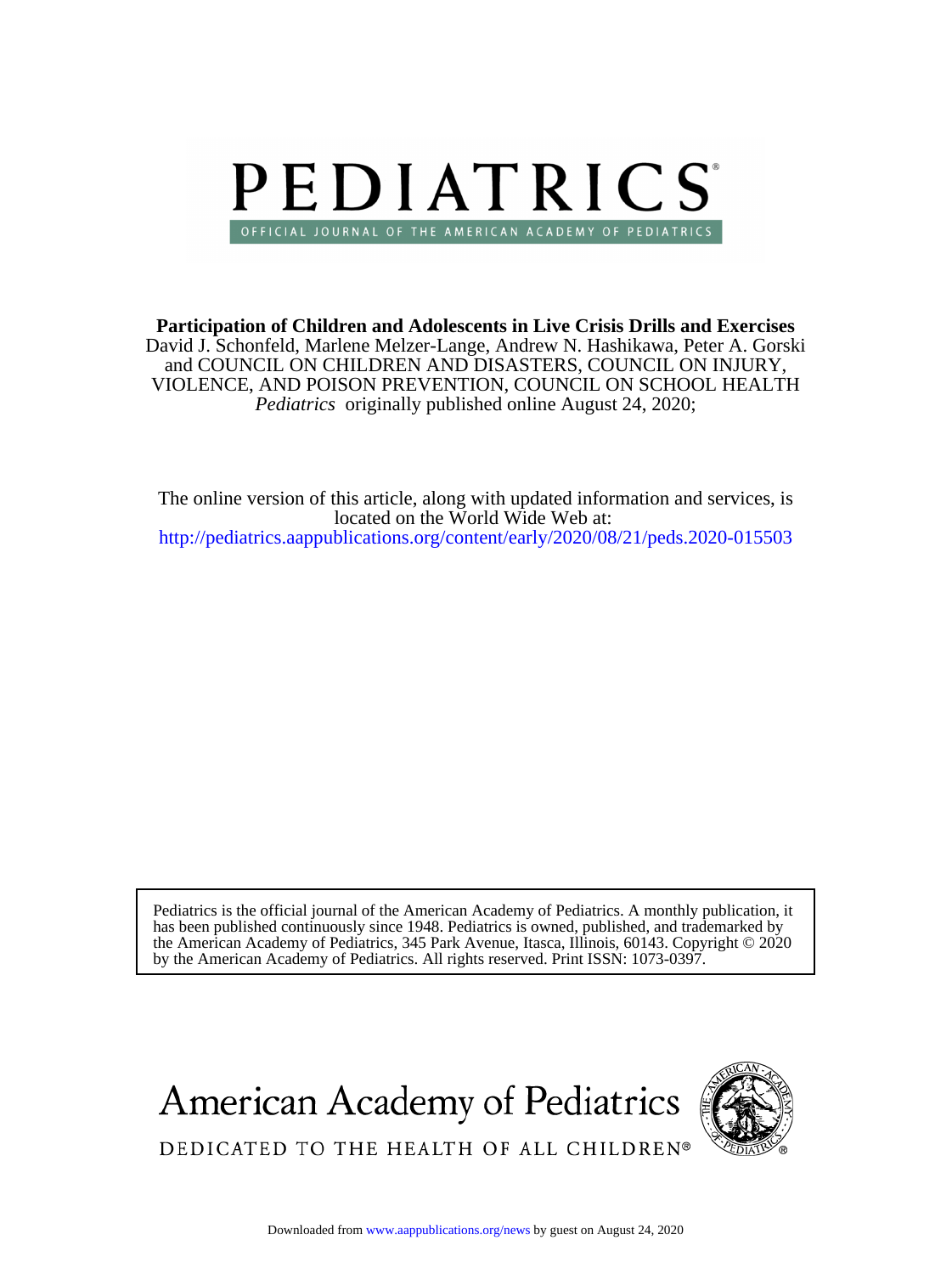**Participation of Children and Adolescents in Live Crisis Drills and Exercises**

David J. Schonfeld, Marlene Melzer-Lange, Andrew N. Hashikawa, Peter A. Gorski and COUNCIL ON CHILDREN AND DISASTERS, COUNCIL ON INJURY, VIOLENCE, AND POISON PREVENTION, COUNCIL ON SCHOOL HEALTH

*Pediatrics* originally published online August 24, 2020;

The online version of this article, along with updated information and services, is located on the World Wide Web at:

http://pediatrics.aappublications.org/content/early/2020/08/21/peds.2020-015503

Pediatrics is the official journal of the American Academy of Pediatrics. A monthly publication, it has been published continuously since 1948. Pediatrics is owned, published, and trademarked by the American Academy of Pediatrics, 345 Park Avenue, Itasca, Illinois, 60143. Copyright © 2020 by the American Academy of Pediatrics. All rights reserved. Print ISSN: 1073-0397.

American Academy of Pediatrics

DEDICATED TO THE HEALTH OF ALL CHILDREN®